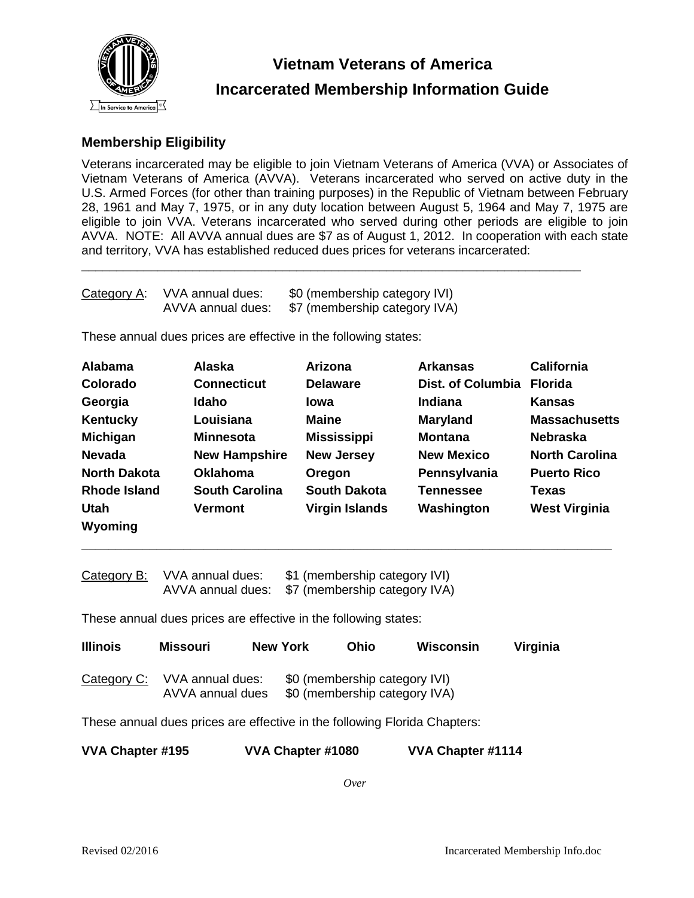# Vietnam Veterans of America

# Incarcerated Membership Information Guide

## Membership Eligibility

Veterans incarcerated may be eligible to join Vietnam Veterans of America (VVA) or Associates of Vietnam Veterans of America (AVVA). Veterans incarcerated who served on active duty in the U.S. Armed Forces (for other than training purposes) in the Republic of Vietnam between February 28, 1961 and May 7, 1975, or in any duty location between August 5, 1964 and May 7, 1975 are eligible to join VVA. Veterans incarcerated who served during other periods are eligible to join AVVA. NOTE: All AVVA annual dues are $7 as of August 1, 2012. In cooperation with each state and territory, VVA has established reduced dues prices for veterans incarcerated:

---

Category A: VVA annual dues: $0 (membership category IVI)
AVVA annual dues: $7 (membership category IVA)

These annual dues prices are effective in the following states:

| | | | | |
|---|---|---|---|---|
| **Alabama** | **Alaska** | **Arizona** | **Arkansas** | **California** |
| **Colorado** | **Connecticut** | **Delaware** | **Dist. of Columbia** | **Florida** |
| **Georgia** | **Idaho** | **Iowa** | **Indiana** | **Kansas** |
| **Kentucky** | **Louisiana** | **Maine** | **Maryland** | **Massachusetts** |
| **Michigan** | **Minnesota** | **Mississippi** | **Montana** | **Nebraska** |
| **Nevada** | **New Hampshire** | **New Jersey** | **New Mexico** | **North Carolina** |
| **North Dakota** | **Oklahoma** | **Oregon** | **Pennsylvania** | **Puerto Rico** |
| **Rhode Island** | **South Carolina** | **South Dakota** | **Tennessee** | **Texas** |
| **Utah** | **Vermont** | **Virgin Islands** | **Washington** | **West Virginia** |
| **Wyoming** | | | | |

---

Category B: VVA annual dues: $1 (membership category IVI)
AVVA annual dues: $7 (membership category IVA)

These annual dues prices are effective in the following states:

**Illinois** **Missouri** **New York** **Ohio** **Wisconsin** **Virginia**

Category C: VVA annual dues: $0 (membership category IVI)
AVVA annual dues $0 (membership category IVA)

These annual dues prices are effective in the following Florida Chapters:

**VVA Chapter #195** **VVA Chapter #1080** **VVA Chapter #1114**

*Over*

Revised 02/2016 Incarcerated Membership Info.doc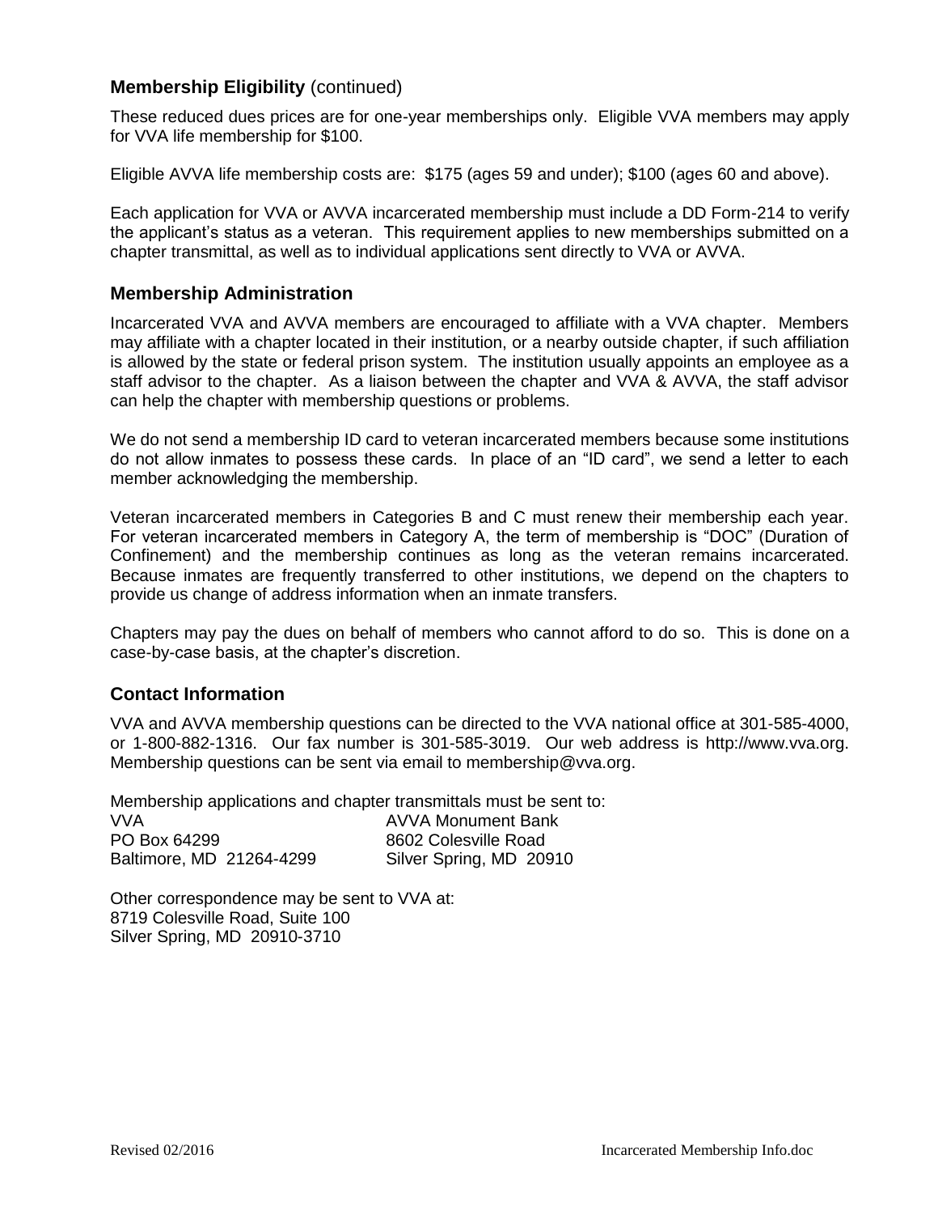## Membership Eligibility (continued)

These reduced dues prices are for one-year memberships only. Eligible VVA members may apply for VVA life membership for $100.

Eligible AVVA life membership costs are: $175 (ages 59 and under); $100 (ages 60 and above).

Each application for VVA or AVVA incarcerated membership must include a DD Form-214 to verify the applicant's status as a veteran. This requirement applies to new memberships submitted on a chapter transmittal, as well as to individual applications sent directly to VVA or AVVA.

## Membership Administration

Incarcerated VVA and AVVA members are encouraged to affiliate with a VVA chapter. Members may affiliate with a chapter located in their institution, or a nearby outside chapter, if such affiliation is allowed by the state or federal prison system. The institution usually appoints an employee as a staff advisor to the chapter. As a liaison between the chapter and VVA & AVVA, the staff advisor can help the chapter with membership questions or problems.

We do not send a membership ID card to veteran incarcerated members because some institutions do not allow inmates to possess these cards. In place of an "ID card", we send a letter to each member acknowledging the membership.

Veteran incarcerated members in Categories B and C must renew their membership each year. For veteran incarcerated members in Category A, the term of membership is "DOC" (Duration of Confinement) and the membership continues as long as the veteran remains incarcerated. Because inmates are frequently transferred to other institutions, we depend on the chapters to provide us change of address information when an inmate transfers.

Chapters may pay the dues on behalf of members who cannot afford to do so. This is done on a case-by-case basis, at the chapter's discretion.

## Contact Information

VVA and AVVA membership questions can be directed to the VVA national office at 301-585-4000, or 1-800-882-1316. Our fax number is 301-585-3019. Our web address is http://www.vva.org. Membership questions can be sent via email to membership@vva.org.

Membership applications and chapter transmittals must be sent to:

VVA
PO Box 64299
Baltimore, MD 21264-4299

AVVA Monument Bank
8602 Colesville Road
Silver Spring, MD 20910

Other correspondence may be sent to VVA at:
8719 Colesville Road, Suite 100
Silver Spring, MD 20910-3710

Revised 02/2016 Incarcerated Membership Info.doc